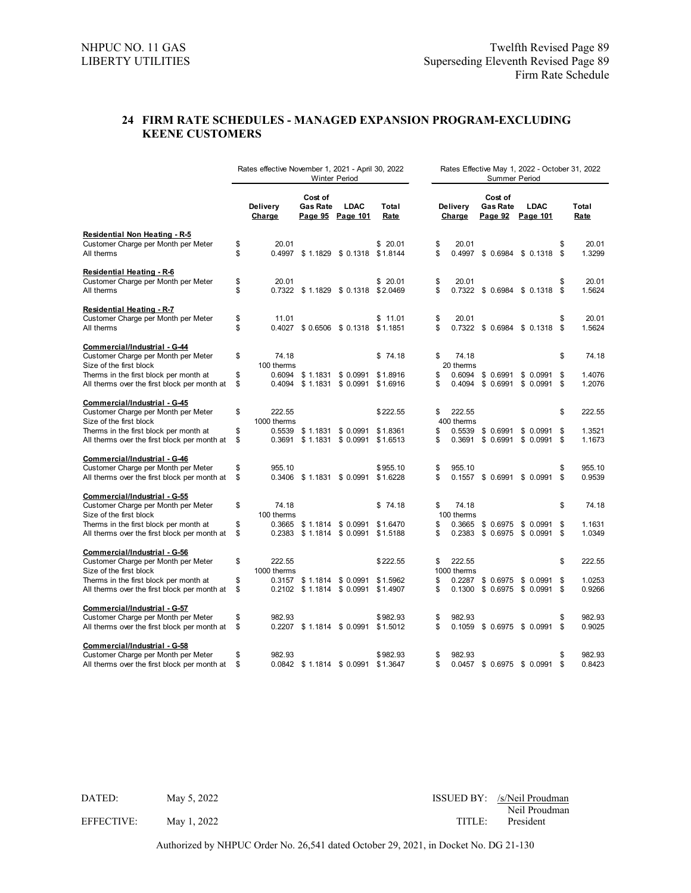NHPUC NO. 11 GAS
LIBERTY UTILITIES

Twelfth Revised Page 89
Superseding Eleventh Revised Page 89
Firm Rate Schedule

## 24 FIRM RATE SCHEDULES - MANAGED EXPANSION PROGRAM-EXCLUDING KEENE CUSTOMERS

| | Rates effective November 1, 2021 - April 30, 2022 Winter Period | | | | Rates Effective May 1, 2022 - October 31, 2022 Summer Period | | | |
|---|---|---|---|---|---|---|---|---|
| | Delivery Charge | Cost of Gas Rate Page 95 | LDAC Page 101 | Total Rate | Delivery Charge | Cost of Gas Rate Page 92 | LDAC Page 101 | Total Rate |
| **Residential Non Heating - R-5** | | | | | | | | |
| Customer Charge per Month per Meter | $ 20.01 | | | $ 20.01 | $ 20.01 | | | $ 20.01 |
| All therms | $ 0.4997 | $ 1.1829 | $ 0.1318 | $ 1.8144 | $ 0.4997 | $ 0.6984 | $ 0.1318 | $ 1.3299 |
| **Residential Heating - R-6** | | | | | | | | |
| Customer Charge per Month per Meter | $ 20.01 | | | $ 20.01 | $ 20.01 | | | $ 20.01 |
| All therms | $ 0.7322 | $ 1.1829 | $ 0.1318 | $ 2.0469 | $ 0.7322 | $ 0.6984 | $ 0.1318 | $ 1.5624 |
| **Residential Heating - R-7** | | | | | | | | |
| Customer Charge per Month per Meter | $ 11.01 | | | $ 11.01 | $ 20.01 | | | $ 20.01 |
| All therms | $ 0.4027 | $ 0.6506 | $ 0.1318 | $ 1.1851 | $ 0.7322 | $ 0.6984 | $ 0.1318 | $ 1.5624 |
| **Commercial/Industrial - G-44** | | | | | | | | |
| Customer Charge per Month per Meter | $ 74.18 | | | $ 74.18 | $ 74.18 | | | $ 74.18 |
| Size of the first block | 100 therms | | | | 20 therms | | | |
| Therms in the first block per month at | $ 0.6094 | $ 1.1831 | $ 0.0991 | $ 1.8916 | $ 0.6094 | $ 0.6991 | $ 0.0991 | $ 1.4076 |
| All therms over the first block per month at | $ 0.4094 | $ 1.1831 | $ 0.0991 | $ 1.6916 | $ 0.4094 | $ 0.6991 | $ 0.0991 | $ 1.2076 |
| **Commercial/Industrial - G-45** | | | | | | | | |
| Customer Charge per Month per Meter | $ 222.55 | | | $ 222.55 | $ 222.55 | | | $ 222.55 |
| Size of the first block | 1000 therms | | | | 400 therms | | | |
| Therms in the first block per month at | $ 0.5539 | $ 1.1831 | $ 0.0991 | $ 1.8361 | $ 0.5539 | $ 0.6991 | $ 0.0991 | $ 1.3521 |
| All therms over the first block per month at | $ 0.3691 | $ 1.1831 | $ 0.0991 | $ 1.6513 | $ 0.3691 | $ 0.6991 | $ 0.0991 | $ 1.1673 |
| **Commercial/Industrial - G-46** | | | | | | | | |
| Customer Charge per Month per Meter | $ 955.10 | | | $ 955.10 | $ 955.10 | | | $ 955.10 |
| All therms over the first block per month at | $ 0.3406 | $ 1.1831 | $ 0.0991 | $ 1.6228 | $ 0.1557 | $ 0.6991 | $ 0.0991 | $ 0.9539 |
| **Commercial/Industrial - G-55** | | | | | | | | |
| Customer Charge per Month per Meter | $ 74.18 | | | $ 74.18 | $ 74.18 | | | $ 74.18 |
| Size of the first block | 100 therms | | | | 100 therms | | | |
| Therms in the first block per month at | $ 0.3665 | $ 1.1814 | $ 0.0991 | $ 1.6470 | $ 0.3665 | $ 0.6975 | $ 0.0991 | $ 1.1631 |
| All therms over the first block per month at | $ 0.2383 | $ 1.1814 | $ 0.0991 | $ 1.5188 | $ 0.2383 | $ 0.6975 | $ 0.0991 | $ 1.0349 |
| **Commercial/Industrial - G-56** | | | | | | | | |
| Customer Charge per Month per Meter | $ 222.55 | | | $ 222.55 | $ 222.55 | | | $ 222.55 |
| Size of the first block | 1000 therms | | | | 1000 therms | | | |
| Therms in the first block per month at | $ 0.3157 | $ 1.1814 | $ 0.0991 | $ 1.5962 | $ 0.2287 | $ 0.6975 | $ 0.0991 | $ 1.0253 |
| All therms over the first block per month at | $ 0.2102 | $ 1.1814 | $ 0.0991 | $ 1.4907 | $ 0.1300 | $ 0.6975 | $ 0.0991 | $ 0.9266 |
| **Commercial/Industrial - G-57** | | | | | | | | |
| Customer Charge per Month per Meter | $ 982.93 | | | $ 982.93 | $ 982.93 | | | $ 982.93 |
| All therms over the first block per month at | $ 0.2207 | $ 1.1814 | $ 0.0991 | $ 1.5012 | $ 0.1059 | $ 0.6975 | $ 0.0991 | $ 0.9025 |
| **Commercial/Industrial - G-58** | | | | | | | | |
| Customer Charge per Month per Meter | $ 982.93 | | | $ 982.93 | $ 982.93 | | | $ 982.93 |
| All therms over the first block per month at | $ 0.0842 | $ 1.1814 | $ 0.0991 | $ 1.3647 | $ 0.0457 | $ 0.6975 | $ 0.0991 | $ 0.8423 |

DATED: May 5, 2022
EFFECTIVE: May 1, 2022

ISSUED BY: /s/Neil Proudman
Neil Proudman
TITLE: President

Authorized by NHPUC Order No. 26,541 dated October 29, 2021, in Docket No. DG 21-130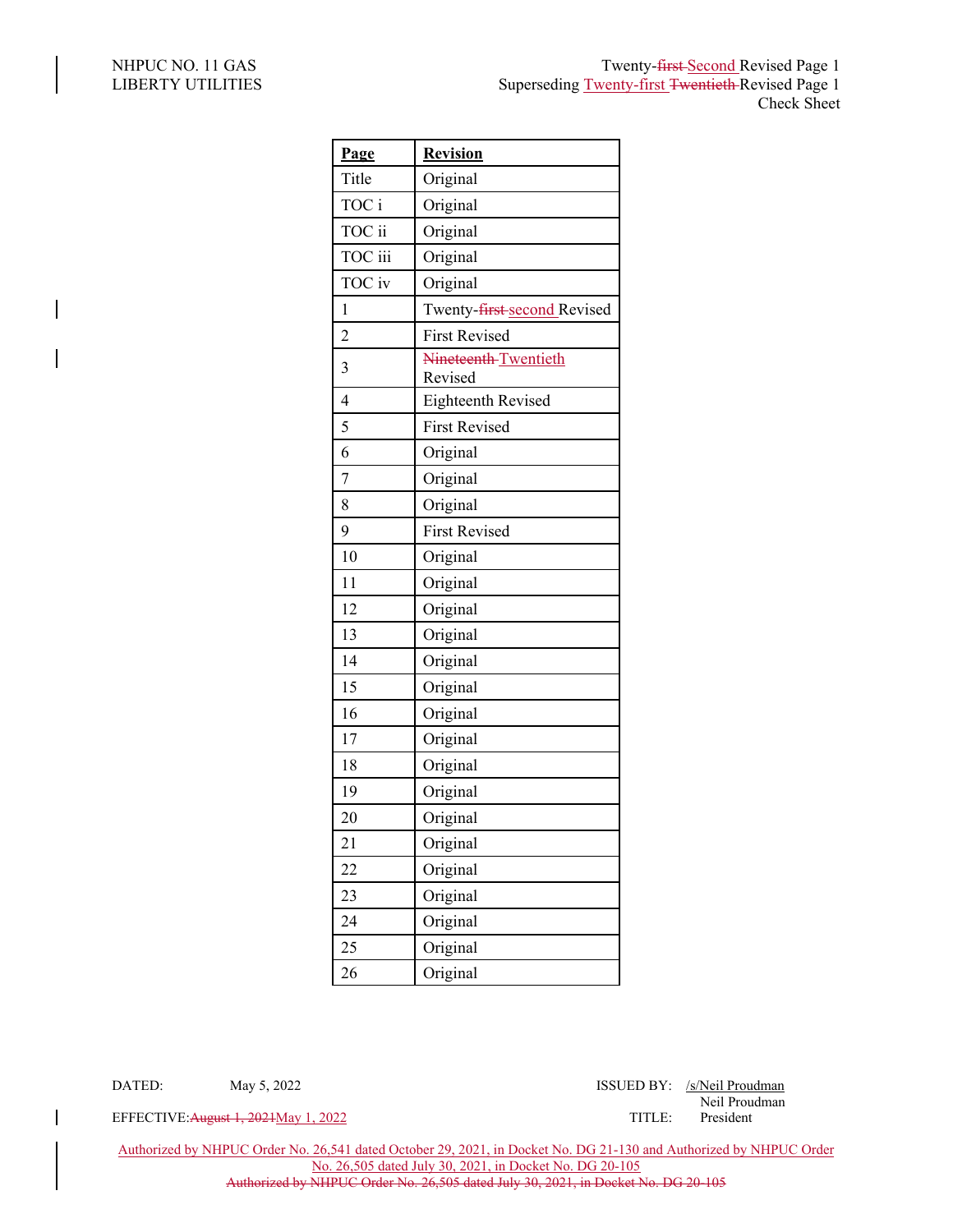NHPUC NO. 11 GAS
LIBERTY UTILITIES

Twenty-~~first~~ Second Revised Page 1
Superseding Twenty-first ~~Twentieth~~ Revised Page 1
Check Sheet

| **Page** | **Revision** |
|---|---|
| Title | Original |
| TOC i | Original |
| TOC ii | Original |
| TOC iii | Original |
| TOC iv | Original |
| 1 | Twenty-~~first~~ second Revised |
| 2 | First Revised |
| 3 | ~~Nineteenth~~ Twentieth Revised |
| 4 | Eighteenth Revised |
| 5 | First Revised |
| 6 | Original |
| 7 | Original |
| 8 | Original |
| 9 | First Revised |
| 10 | Original |
| 11 | Original |
| 12 | Original |
| 13 | Original |
| 14 | Original |
| 15 | Original |
| 16 | Original |
| 17 | Original |
| 18 | Original |
| 19 | Original |
| 20 | Original |
| 21 | Original |
| 22 | Original |
| 23 | Original |
| 24 | Original |
| 25 | Original |
| 26 | Original |

DATED: May 5, 2022

EFFECTIVE: ~~August 1, 2021~~ May 1, 2022

ISSUED BY: /s/Neil Proudman
Neil Proudman

TITLE: President

Authorized by NHPUC Order No. 26,541 dated October 29, 2021, in Docket No. DG 21-130 and Authorized by NHPUC Order No. 26,505 dated July 30, 2021, in Docket No. DG 20-105

~~Authorized by NHPUC Order No. 26,505 dated July 30, 2021, in Docket No. DG 20-105~~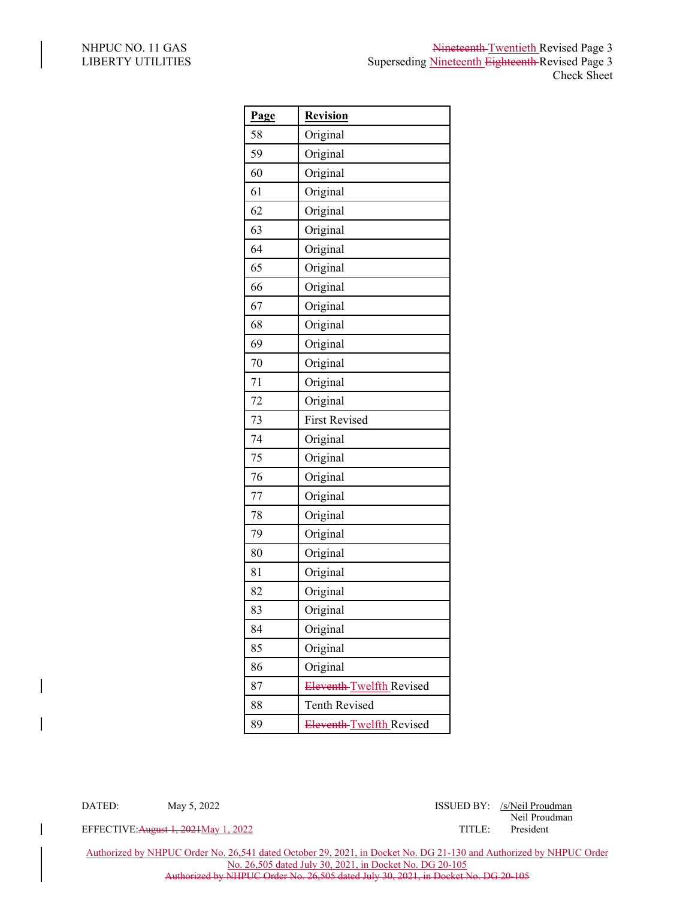NHPUC NO. 11 GAS
LIBERTY UTILITIES

~~Nineteenth~~ Twentieth Revised Page 3
Superseding Nineteenth ~~Eighteenth~~ Revised Page 3
Check Sheet

| Page | Revision |
|---|---|
| 58 | Original |
| 59 | Original |
| 60 | Original |
| 61 | Original |
| 62 | Original |
| 63 | Original |
| 64 | Original |
| 65 | Original |
| 66 | Original |
| 67 | Original |
| 68 | Original |
| 69 | Original |
| 70 | Original |
| 71 | Original |
| 72 | Original |
| 73 | First Revised |
| 74 | Original |
| 75 | Original |
| 76 | Original |
| 77 | Original |
| 78 | Original |
| 79 | Original |
| 80 | Original |
| 81 | Original |
| 82 | Original |
| 83 | Original |
| 84 | Original |
| 85 | Original |
| 86 | Original |
| 87 | ~~Eleventh~~ Twelfth Revised |
| 88 | Tenth Revised |
| 89 | ~~Eleventh~~ Twelfth Revised |

DATED: May 5, 2022

EFFECTIVE: ~~August 1, 2021~~ May 1, 2022

ISSUED BY: /s/Neil Proudman
Neil Proudman

TITLE: President

Authorized by NHPUC Order No. 26,541 dated October 29, 2021, in Docket No. DG 21-130 and Authorized by NHPUC Order No. 26,505 dated July 30, 2021, in Docket No. DG 20-105

~~Authorized by NHPUC Order No. 26,505 dated July 30, 2021, in Docket No. DG 20-105~~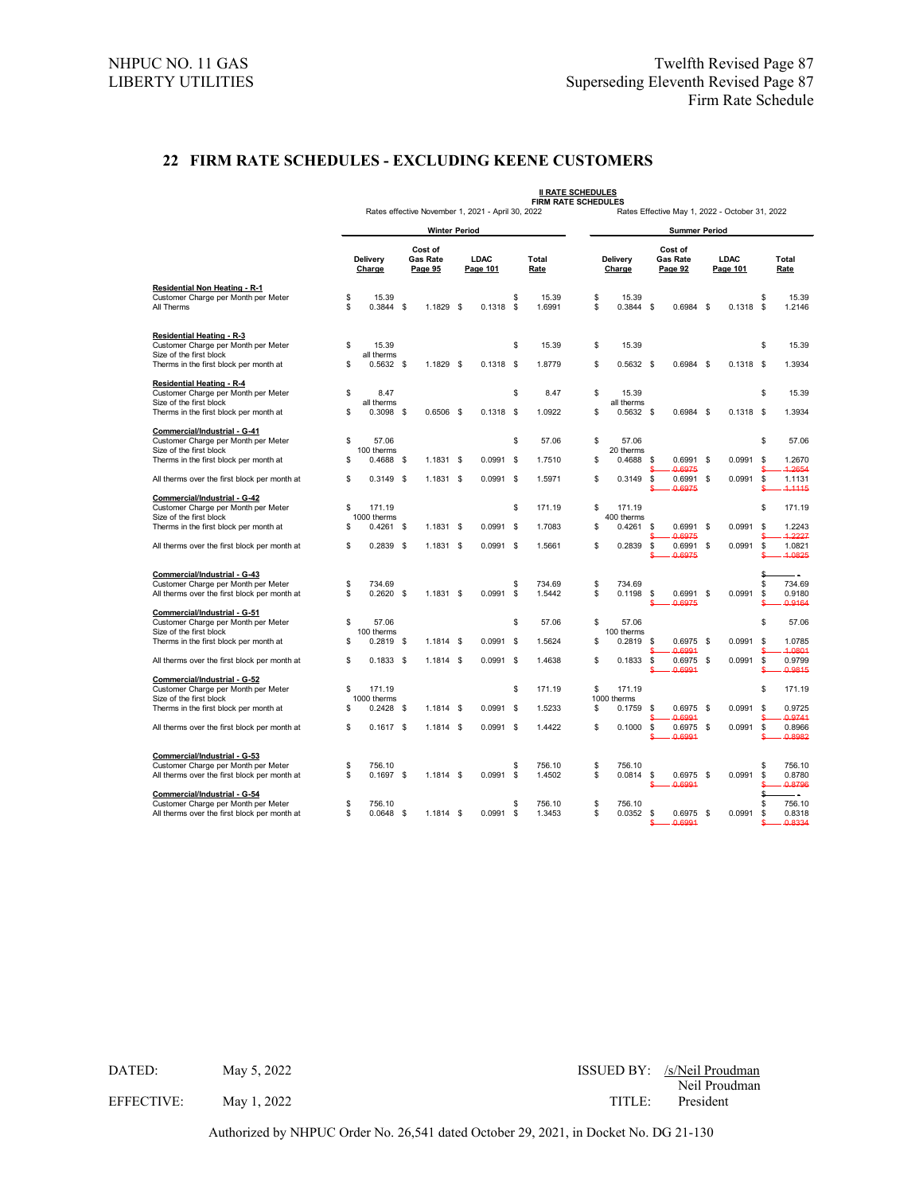NHPUC NO. 11 GAS
LIBERTY UTILITIES

Twelfth Revised Page 87
Superseding Eleventh Revised Page 87
Firm Rate Schedule

## 22 FIRM RATE SCHEDULES - EXCLUDING KEENE CUSTOMERS

**II RATE SCHEDULES**
**FIRM RATE SCHEDULES**

| | Rates effective November 1, 2021 - April 30, 2022 | | | | Rates Effective May 1, 2022 - October 31, 2022 | | | |
|---|---|---|---|---|---|---|---|---|
| | **Winter Period** | | | | **Summer Period** | | | |
| | **Delivery Charge** | **Cost of Gas Rate Page 95** | **LDAC Page 101** | **Total Rate** | **Delivery Charge** | **Cost of Gas Rate Page 92** | **LDAC Page 101** | **Total Rate** |
| **Residential Non Heating - R-1** | | | | | | | | |
| Customer Charge per Month per Meter | $ 15.39 | | | $ 15.39 | $ 15.39 | | | $ 15.39 |
| All Therms | $ 0.3844 | $ 1.1829 | $ 0.1318 | $ 1.6991 | $ 0.3844 | $ 0.6984 | $ 0.1318 | $ 1.2146 |
| **Residential Heating - R-3** | | | | | | | | |
| Customer Charge per Month per Meter | $ 15.39 | | | $ 15.39 | $ 15.39 | | | $ 15.39 |
| Size of the first block | all therms | | | | | | | |
| Therms in the first block per month at | $ 0.5632 | $ 1.1829 | $ 0.1318 | $ 1.8779 | $ 0.5632 | $ 0.6984 | $ 0.1318 | $ 1.3934 |
| **Residential Heating - R-4** | | | | | | | | |
| Customer Charge per Month per Meter | $ 8.47 | | | $ 8.47 | $ 15.39 | | | $ 15.39 |
| Size of the first block | all therms | | | | all therms | | | |
| Therms in the first block per month at | $ 0.3098 | $ 0.6506 | $ 0.1318 | $ 1.0922 | $ 0.5632 | $ 0.6984 | $ 0.1318 | $ 1.3934 |
| **Commercial/Industrial - G-41** | | | | | | | | |
| Customer Charge per Month per Meter | $ 57.06 | | | $ 57.06 | $ 57.06 | | | $ 57.06 |
| Size of the first block | 100 therms | | | | 20 therms | | | |
| Therms in the first block per month at | $ 0.4688 | $ 1.1831 | $ 0.0991 | $ 1.7510 | $ 0.4688 | $ 0.6991 ~~$ 0.6975~~ | $ 0.0991 | $ 1.2670 ~~$ 1.2654~~ |
| All therms over the first block per month at | $ 0.3149 | $ 1.1831 | $ 0.0991 | $ 1.5971 | $ 0.3149 | $ 0.6991 ~~$ 0.6975~~ | $ 0.0991 | $ 1.1131 ~~$ 1.1115~~ |
| **Commercial/Industrial - G-42** | | | | | | | | |
| Customer Charge per Month per Meter | $ 171.19 | | | $ 171.19 | $ 171.19 | | | $ 171.19 |
| Size of the first block | 1000 therms | | | | 400 therms | | | |
| Therms in the first block per month at | $ 0.4261 | $ 1.1831 | $ 0.0991 | $ 1.7083 | $ 0.4261 | $ 0.6991 ~~$ 0.6975~~ | $ 0.0991 | $ 1.2243 ~~$ 1.2227~~ |
| All therms over the first block per month at | $ 0.2839 | $ 1.1831 | $ 0.0991 | $ 1.5661 | $ 0.2839 | $ 0.6991 ~~$ 0.6975~~ | $ 0.0991 | $ 1.0821 ~~$ 1.0825~~ |
| **Commercial/Industrial - G-43** | | | | | | | | ~~$ -~~ |
| Customer Charge per Month per Meter | $ 734.69 | | | $ 734.69 | $ 734.69 | | | $ 734.69 |
| All therms over the first block per month at | $ 0.2620 | $ 1.1831 | $ 0.0991 | $ 1.5442 | $ 0.1198 | $ 0.6991 ~~$ 0.6975~~ | $ 0.0991 | $ 0.9180 ~~$ 0.9164~~ |
| **Commercial/Industrial - G-51** | | | | | | | | |
| Customer Charge per Month per Meter | $ 57.06 | | | $ 57.06 | $ 57.06 | | | $ 57.06 |
| Size of the first block | 100 therms | | | | 100 therms | | | |
| Therms in the first block per month at | $ 0.2819 | $ 1.1814 | $ 0.0991 | $ 1.5624 | $ 0.2819 | $ 0.6975 ~~$ 0.6991~~ | $ 0.0991 | $ 1.0785 ~~$ 1.0801~~ |
| All therms over the first block per month at | $ 0.1833 | $ 1.1814 | $ 0.0991 | $ 1.4638 | $ 0.1833 | $ 0.6975 ~~$ 0.6991~~ | $ 0.0991 | $ 0.9799 ~~$ 0.9815~~ |
| **Commercial/Industrial - G-52** | | | | | | | | |
| Customer Charge per Month per Meter | $ 171.19 | | | $ 171.19 | $ 171.19 | | | $ 171.19 |
| Size of the first block | 1000 therms | | | | 1000 therms | | | |
| Therms in the first block per month at | $ 0.2428 | $ 1.1814 | $ 0.0991 | $ 1.5233 | $ 0.1759 | $ 0.6975 ~~$ 0.6991~~ | $ 0.0991 | $ 0.9725 ~~$ 0.9741~~ |
| All therms over the first block per month at | $ 0.1617 | $ 1.1814 | $ 0.0991 | $ 1.4422 | $ 0.1000 | $ 0.6975 ~~$ 0.6991~~ | $ 0.0991 | $ 0.8966 ~~$ 0.8982~~ |
| **Commercial/Industrial - G-53** | | | | | | | | |
| Customer Charge per Month per Meter | $ 756.10 | | | $ 756.10 | $ 756.10 | | | $ 756.10 |
| All therms over the first block per month at | $ 0.1697 | $ 1.1814 | $ 0.0991 | $ 1.4502 | $ 0.0814 | $ 0.6975 ~~$ 0.6991~~ | $ 0.0991 | $ 0.8780 ~~$ 0.8796~~ |
| **Commercial/Industrial - G-54** | | | | | | | | ~~$ -~~ |
| Customer Charge per Month per Meter | $ 756.10 | | | $ 756.10 | $ 756.10 | | | $ 756.10 |
| All therms over the first block per month at | $ 0.0648 | $ 1.1814 | $ 0.0991 | $ 1.3453 | $ 0.0352 | $ 0.6975 ~~$ 0.6991~~ | $ 0.0991 | $ 0.8318 ~~$ 0.8334~~ |

DATED: May 5, 2022

EFFECTIVE: May 1, 2022

ISSUED BY: /s/Neil Proudman
Neil Proudman

TITLE: President

Authorized by NHPUC Order No. 26,541 dated October 29, 2021, in Docket No. DG 21-130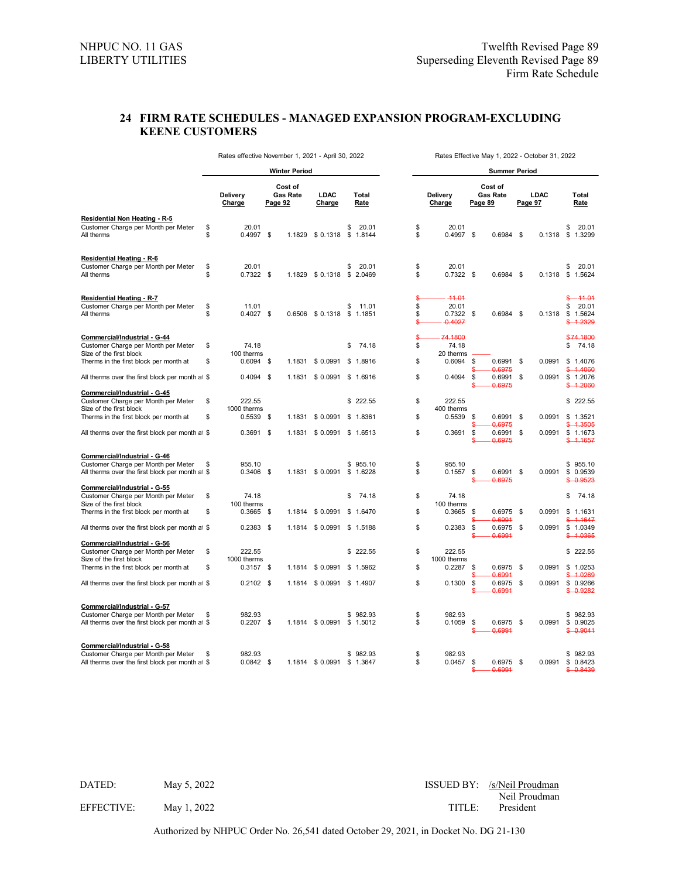NHPUC NO. 11 GAS
LIBERTY UTILITIES

Twelfth Revised Page 89
Superseding Eleventh Revised Page 89
Firm Rate Schedule

## 24 FIRM RATE SCHEDULES - MANAGED EXPANSION PROGRAM-EXCLUDING KEENE CUSTOMERS

| | Rates effective November 1, 2021 - April 30, 2022 | | | | Rates Effective May 1, 2022 - October 31, 2022 | | | |
|---|---|---|---|---|---|---|---|---|
| | Winter Period | | | | Summer Period | | | |
| | Delivery Charge | Cost of Gas Rate Page 92 | LDAC Charge | Total Rate | Delivery Charge | Cost of Gas Rate Page 89 | LDAC Page 97 | Total Rate |
| **Residential Non Heating - R-5** | | | | | | | | |
| Customer Charge per Month per Meter | $ 20.01 | | | $ 20.01 | $ 20.01 | | | $ 20.01 |
| All therms | $ 0.4997 | $ 1.1829 | $ 0.1318 | $ 1.8144 | $ 0.4997 | $ 0.6984 | $ 0.1318 | $ 1.3299 |
| **Residential Heating - R-6** | | | | | | | | |
| Customer Charge per Month per Meter | $ 20.01 | | | $ 20.01 | $ 20.01 | | | $ 20.01 |
| All therms | $ 0.7322 | $ 1.1829 | $ 0.1318 | $ 2.0469 | $ 0.7322 | $ 0.6984 | $ 0.1318 | $ 1.5624 |
| **Residential Heating - R-7** | | | | | | | | |
| Customer Charge per Month per Meter | $ 11.01 | | | $ 11.01 | ~~$ 11.01~~ $ 20.01 | | | ~~$ 11.01~~ $ 20.01 |
| All therms | $ 0.4027 | $ 0.6506 | $ 0.1318 | $ 1.1851 | $ 0.7322 ~~$ 0.4027~~ | $ 0.6984 | $ 0.1318 | $ 1.5624 ~~$ 1.2329~~ |
| **Commercial/Industrial - G-44** | | | | | | | | |
| Customer Charge per Month per Meter | $ 74.18 | | | $ 74.18 | ~~$ 74.1800~~ $ 74.18 | | | ~~$74.1800~~ $ 74.18 |
| Size of the first block | 100 therms | | | | 20 therms | | | |
| Therms in the first block per month at | $ 0.6094 | $ 1.1831 | $ 0.0991 | $ 1.8916 | $ 0.6094 | $ 0.6991 ~~$ 0.6975~~ | $ 0.0991 | $ 1.4076 ~~$ 1.4060~~ |
| All therms over the first block per month at | $ 0.4094 | $ 1.1831 | $ 0.0991 | $ 1.6916 | $ 0.4094 | $ 0.6991 ~~$ 0.6975~~ | $ 0.0991 | $ 1.2076 ~~$ 1.2060~~ |
| **Commercial/Industrial - G-45** | | | | | | | | |
| Customer Charge per Month per Meter | $ 222.55 | | | $ 222.55 | $ 222.55 | | | $ 222.55 |
| Size of the first block | 1000 therms | | | | 400 therms | | | |
| Therms in the first block per month at | $ 0.5539 | $ 1.1831 | $ 0.0991 | $ 1.8361 | $ 0.5539 | $ 0.6991 ~~$ 0.6975~~ | $ 0.0991 | $ 1.3521 ~~$ 1.3505~~ |
| All therms over the first block per month at | $ 0.3691 | $ 1.1831 | $ 0.0991 | $ 1.6513 | $ 0.3691 | $ 0.6991 ~~$ 0.6975~~ | $ 0.0991 | $ 1.1673 ~~$ 1.1657~~ |
| **Commercial/Industrial - G-46** | | | | | | | | |
| Customer Charge per Month per Meter | $ 955.10 | | | $ 955.10 | $ 955.10 | | | $ 955.10 |
| All therms over the first block per month at | $ 0.3406 | $ 1.1831 | $ 0.0991 | $ 1.6228 | $ 0.1557 | $ 0.6991 ~~$ 0.6975~~ | $ 0.0991 | $ 0.9539 ~~$ 0.9523~~ |
| **Commercial/Industrial - G-55** | | | | | | | | |
| Customer Charge per Month per Meter | $ 74.18 | | | $ 74.18 | $ 74.18 | | | $ 74.18 |
| Size of the first block | 100 therms | | | | 100 therms | | | |
| Therms in the first block per month at | $ 0.3665 | $ 1.1814 | $ 0.0991 | $ 1.6470 | $ 0.3665 | $ 0.6975 ~~$ 0.6991~~ | $ 0.0991 | $ 1.1631 ~~$ 1.1647~~ |
| All therms over the first block per month at | $ 0.2383 | $ 1.1814 | $ 0.0991 | $ 1.5188 | $ 0.2383 | $ 0.6975 ~~$ 0.6991~~ | $ 0.0991 | $ 1.0349 ~~$ 1.0365~~ |
| **Commercial/Industrial - G-56** | | | | | | | | |
| Customer Charge per Month per Meter | $ 222.55 | | | $ 222.55 | $ 222.55 | | | $ 222.55 |
| Size of the first block | 1000 therms | | | | 1000 therms | | | |
| Therms in the first block per month at | $ 0.3157 | $ 1.1814 | $ 0.0991 | $ 1.5962 | $ 0.2287 | $ 0.6975 ~~$ 0.6991~~ | $ 0.0991 | $ 1.0253 ~~$ 1.0269~~ |
| All therms over the first block per month at | $ 0.2102 | $ 1.1814 | $ 0.0991 | $ 1.4907 | $ 0.1300 | $ 0.6975 ~~$ 0.6991~~ | $ 0.0991 | $ 0.9266 ~~$ 0.9282~~ |
| **Commercial/Industrial - G-57** | | | | | | | | |
| Customer Charge per Month per Meter | $ 982.93 | | | $ 982.93 | $ 982.93 | | | $ 982.93 |
| All therms over the first block per month at | $ 0.2207 | $ 1.1814 | $ 0.0991 | $ 1.5012 | $ 0.1059 | $ 0.6975 ~~$ 0.6991~~ | $ 0.0991 | $ 0.9025 ~~$ 0.9041~~ |
| **Commercial/Industrial - G-58** | | | | | | | | |
| Customer Charge per Month per Meter | $ 982.93 | | | $ 982.93 | $ 982.93 | | | $ 982.93 |
| All therms over the first block per month at | $ 0.0842 | $ 1.1814 | $ 0.0991 | $ 1.3647 | $ 0.0457 | $ 0.6975 ~~$ 0.6991~~ | $ 0.0991 | $ 0.8423 ~~$ 0.8439~~ |

DATED: May 5, 2022

EFFECTIVE: May 1, 2022

ISSUED BY: /s/Neil Proudman
Neil Proudman

TITLE: President

Authorized by NHPUC Order No. 26,541 dated October 29, 2021, in Docket No. DG 21-130